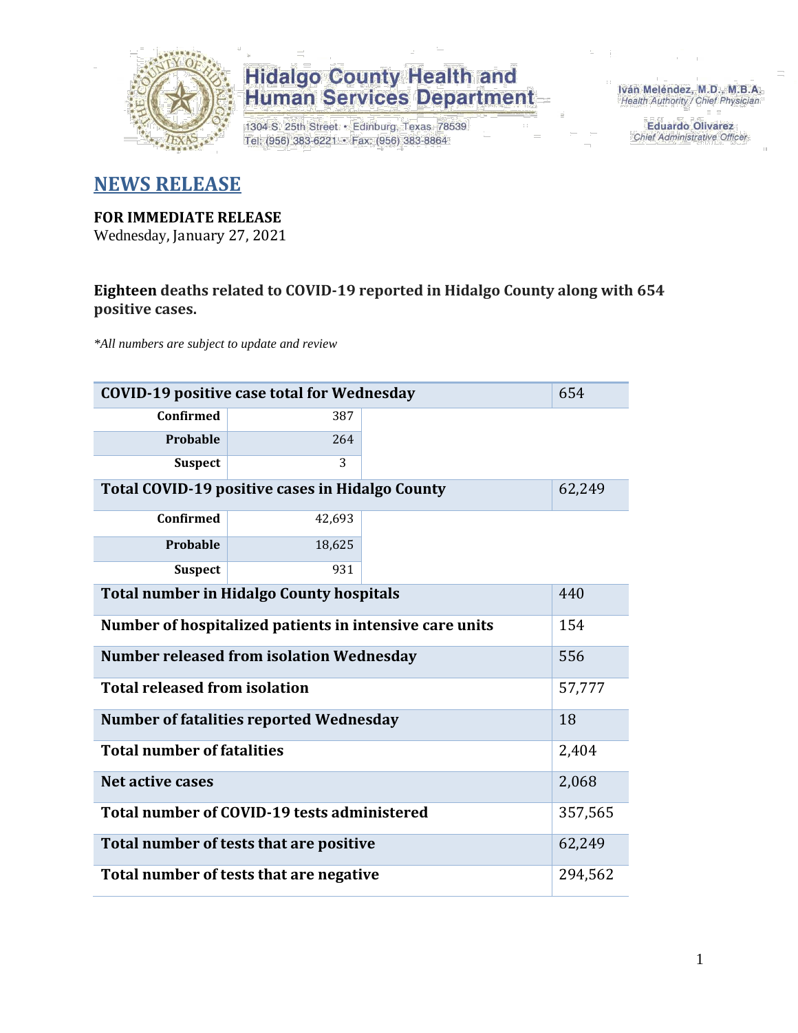Hidalgo County Health and Human Services Department

1304 S. 25th Street • Edinburg, Texas 78539
Tel: (956) 383-6221 • Fax: (956) 383-8864

Iván Meléndez, M.D., M.B.A.
Health Authority / Chief Physician

Eduardo Olivarez
Chief Administrative Officer

# NEWS RELEASE

**FOR IMMEDIATE RELEASE**
Wednesday, January 27, 2021

**Eighteen deaths related to COVID-19 reported in Hidalgo County along with 654 positive cases.**

*\*All numbers are subject to update and review*

| | | |
|---|---|---|
| **COVID-19 positive case total for Wednesday** | | 654 |
| **Confirmed** | 387 | |
| **Probable** | 264 | |
| **Suspect** | 3 | |
| **Total COVID-19 positive cases in Hidalgo County** | | 62,249 |
| **Confirmed** | 42,693 | |
| **Probable** | 18,625 | |
| **Suspect** | 931 | |
| **Total number in Hidalgo County hospitals** | | 440 |
| **Number of hospitalized patients in intensive care units** | | 154 |
| **Number released from isolation Wednesday** | | 556 |
| **Total released from isolation** | | 57,777 |
| **Number of fatalities reported Wednesday** | | 18 |
| **Total number of fatalities** | | 2,404 |
| **Net active cases** | | 2,068 |
| **Total number of COVID-19 tests administered** | | 357,565 |
| **Total number of tests that are positive** | | 62,249 |
| **Total number of tests that are negative** | | 294,562 |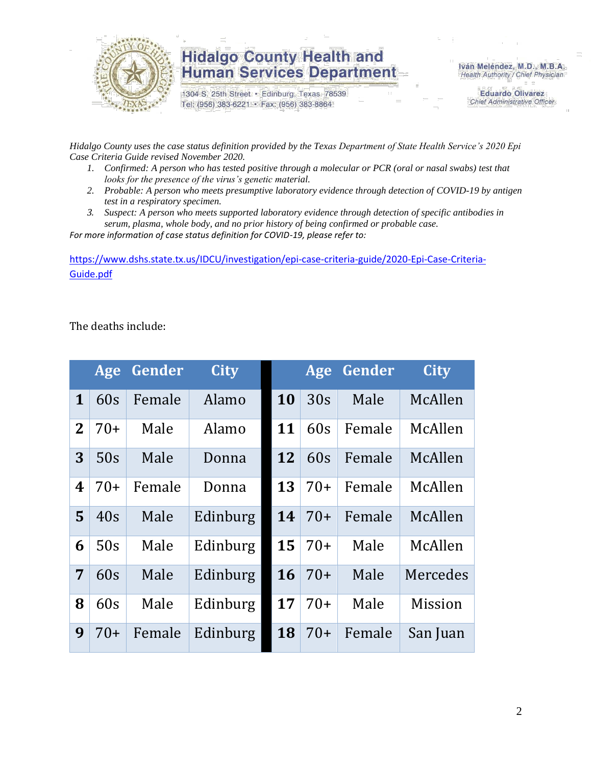*Hidalgo County uses the case status definition provided by the Texas Department of State Health Service's 2020 Epi Case Criteria Guide revised November 2020.*

1. *Confirmed: A person who has tested positive through a molecular or PCR (oral or nasal swabs) test that looks for the presence of the virus's genetic material.*
2. *Probable: A person who meets presumptive laboratory evidence through detection of COVID-19 by antigen test in a respiratory specimen.*
3. *Suspect: A person who meets supported laboratory evidence through detection of specific antibodies in serum, plasma, whole body, and no prior history of being confirmed or probable case.*

*For more information of case status definition for COVID-19, please refer to:*

https://www.dshs.state.tx.us/IDCU/investigation/epi-case-criteria-guide/2020-Epi-Case-Criteria-Guide.pdf

The deaths include:

| | Age | Gender | City | | Age | Gender | City |
|---|---|---|---|---|---|---|---|
| **1** | 60s | Female | Alamo | **10** | 30s | Male | McAllen |
| **2** | 70+ | Male | Alamo | **11** | 60s | Female | McAllen |
| **3** | 50s | Male | Donna | **12** | 60s | Female | McAllen |
| **4** | 70+ | Female | Donna | **13** | 70+ | Female | McAllen |
| **5** | 40s | Male | Edinburg | **14** | 70+ | Female | McAllen |
| **6** | 50s | Male | Edinburg | **15** | 70+ | Male | McAllen |
| **7** | 60s | Male | Edinburg | **16** | 70+ | Male | Mercedes |
| **8** | 60s | Male | Edinburg | **17** | 70+ | Male | Mission |
| **9** | 70+ | Female | Edinburg | **18** | 70+ | Female | San Juan |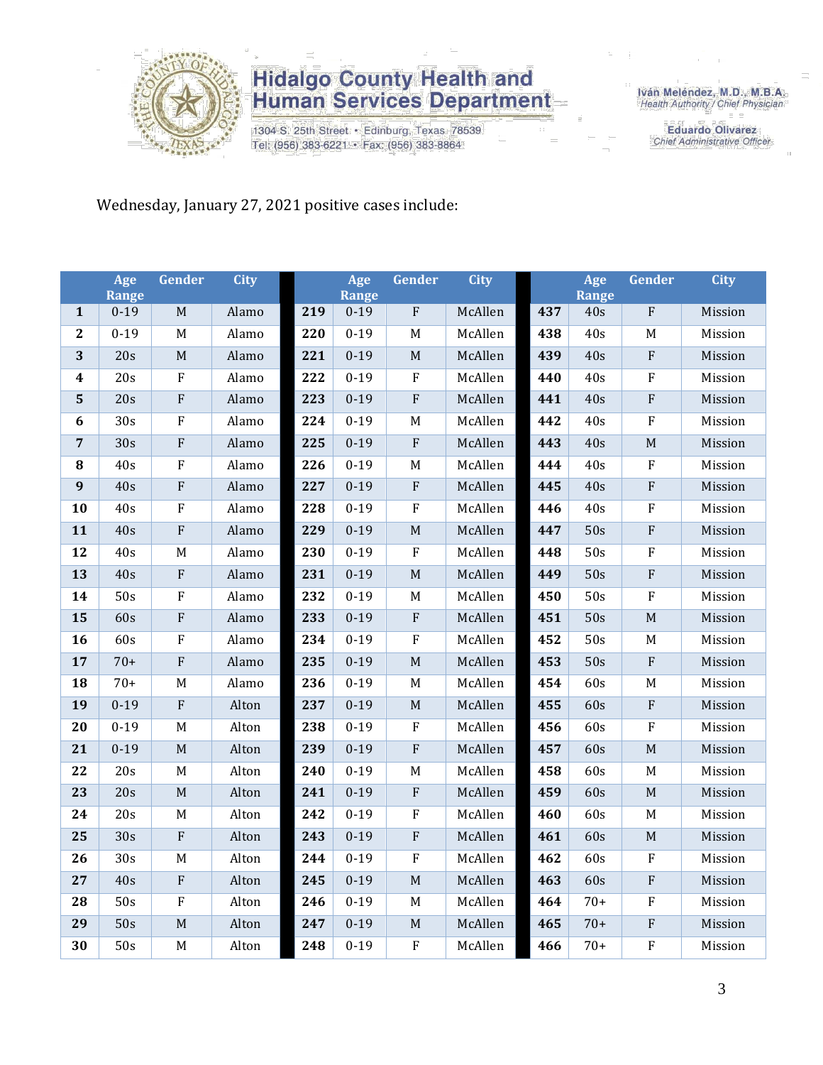Hidalgo County Health and Human Services Department
1304 S. 25th Street • Edinburg, Texas 78539
Tel: (956) 383-6221 • Fax: (956) 383-8864

Iván Meléndez, M.D., M.B.A.
Health Authority / Chief Physician

Eduardo Olivarez
Chief Administrative Officer

Wednesday, January 27, 2021 positive cases include:

| | Age Range | Gender | City | | Age Range | Gender | City | | Age Range | Gender | City |
|---|---|---|---|---|---|---|---|---|---|---|---|
| 1 | 0-19 | M | Alamo | 219 | 0-19 | F | McAllen | 437 | 40s | F | Mission |
| 2 | 0-19 | M | Alamo | 220 | 0-19 | M | McAllen | 438 | 40s | M | Mission |
| 3 | 20s | M | Alamo | 221 | 0-19 | M | McAllen | 439 | 40s | F | Mission |
| 4 | 20s | F | Alamo | 222 | 0-19 | F | McAllen | 440 | 40s | F | Mission |
| 5 | 20s | F | Alamo | 223 | 0-19 | F | McAllen | 441 | 40s | F | Mission |
| 6 | 30s | F | Alamo | 224 | 0-19 | M | McAllen | 442 | 40s | F | Mission |
| 7 | 30s | F | Alamo | 225 | 0-19 | F | McAllen | 443 | 40s | M | Mission |
| 8 | 40s | F | Alamo | 226 | 0-19 | M | McAllen | 444 | 40s | F | Mission |
| 9 | 40s | F | Alamo | 227 | 0-19 | F | McAllen | 445 | 40s | F | Mission |
| 10 | 40s | F | Alamo | 228 | 0-19 | F | McAllen | 446 | 40s | F | Mission |
| 11 | 40s | F | Alamo | 229 | 0-19 | M | McAllen | 447 | 50s | F | Mission |
| 12 | 40s | M | Alamo | 230 | 0-19 | F | McAllen | 448 | 50s | F | Mission |
| 13 | 40s | F | Alamo | 231 | 0-19 | M | McAllen | 449 | 50s | F | Mission |
| 14 | 50s | F | Alamo | 232 | 0-19 | M | McAllen | 450 | 50s | F | Mission |
| 15 | 60s | F | Alamo | 233 | 0-19 | F | McAllen | 451 | 50s | M | Mission |
| 16 | 60s | F | Alamo | 234 | 0-19 | F | McAllen | 452 | 50s | M | Mission |
| 17 | 70+ | F | Alamo | 235 | 0-19 | M | McAllen | 453 | 50s | F | Mission |
| 18 | 70+ | M | Alamo | 236 | 0-19 | M | McAllen | 454 | 60s | M | Mission |
| 19 | 0-19 | F | Alton | 237 | 0-19 | M | McAllen | 455 | 60s | F | Mission |
| 20 | 0-19 | M | Alton | 238 | 0-19 | F | McAllen | 456 | 60s | F | Mission |
| 21 | 0-19 | M | Alton | 239 | 0-19 | F | McAllen | 457 | 60s | M | Mission |
| 22 | 20s | M | Alton | 240 | 0-19 | M | McAllen | 458 | 60s | M | Mission |
| 23 | 20s | M | Alton | 241 | 0-19 | F | McAllen | 459 | 60s | M | Mission |
| 24 | 20s | M | Alton | 242 | 0-19 | F | McAllen | 460 | 60s | M | Mission |
| 25 | 30s | F | Alton | 243 | 0-19 | F | McAllen | 461 | 60s | M | Mission |
| 26 | 30s | M | Alton | 244 | 0-19 | F | McAllen | 462 | 60s | F | Mission |
| 27 | 40s | F | Alton | 245 | 0-19 | M | McAllen | 463 | 60s | F | Mission |
| 28 | 50s | F | Alton | 246 | 0-19 | M | McAllen | 464 | 70+ | F | Mission |
| 29 | 50s | M | Alton | 247 | 0-19 | M | McAllen | 465 | 70+ | F | Mission |
| 30 | 50s | M | Alton | 248 | 0-19 | F | McAllen | 466 | 70+ | F | Mission |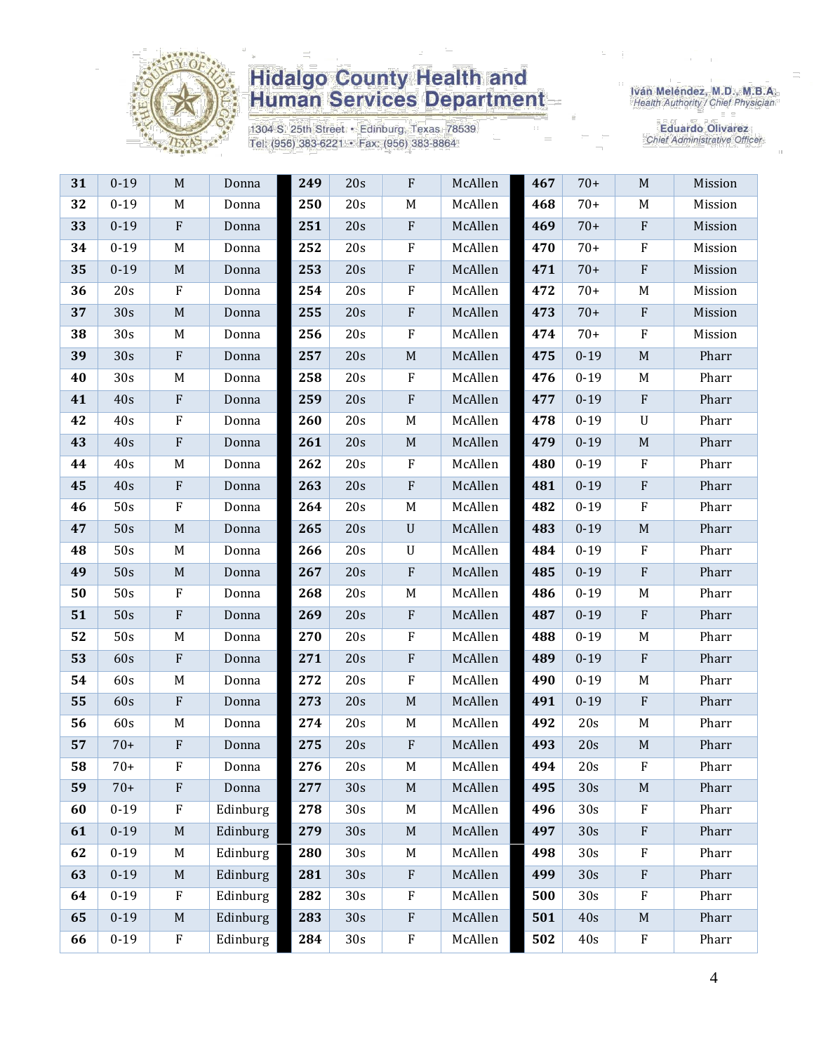| | | | | | | | | | | | |
|---|---|---|---|---|---|---|---|---|---|---|---|
| **31** | 0-19 | M | Donna | **249** | 20s | F | McAllen | **467** | 70+ | M | Mission |
| **32** | 0-19 | M | Donna | **250** | 20s | M | McAllen | **468** | 70+ | M | Mission |
| **33** | 0-19 | F | Donna | **251** | 20s | F | McAllen | **469** | 70+ | F | Mission |
| **34** | 0-19 | M | Donna | **252** | 20s | F | McAllen | **470** | 70+ | F | Mission |
| **35** | 0-19 | M | Donna | **253** | 20s | F | McAllen | **471** | 70+ | F | Mission |
| **36** | 20s | F | Donna | **254** | 20s | F | McAllen | **472** | 70+ | M | Mission |
| **37** | 30s | M | Donna | **255** | 20s | F | McAllen | **473** | 70+ | F | Mission |
| **38** | 30s | M | Donna | **256** | 20s | F | McAllen | **474** | 70+ | F | Mission |
| **39** | 30s | F | Donna | **257** | 20s | M | McAllen | **475** | 0-19 | M | Pharr |
| **40** | 30s | M | Donna | **258** | 20s | F | McAllen | **476** | 0-19 | M | Pharr |
| **41** | 40s | F | Donna | **259** | 20s | F | McAllen | **477** | 0-19 | F | Pharr |
| **42** | 40s | F | Donna | **260** | 20s | M | McAllen | **478** | 0-19 | U | Pharr |
| **43** | 40s | F | Donna | **261** | 20s | M | McAllen | **479** | 0-19 | M | Pharr |
| **44** | 40s | M | Donna | **262** | 20s | F | McAllen | **480** | 0-19 | F | Pharr |
| **45** | 40s | F | Donna | **263** | 20s | F | McAllen | **481** | 0-19 | F | Pharr |
| **46** | 50s | F | Donna | **264** | 20s | M | McAllen | **482** | 0-19 | F | Pharr |
| **47** | 50s | M | Donna | **265** | 20s | U | McAllen | **483** | 0-19 | M | Pharr |
| **48** | 50s | M | Donna | **266** | 20s | U | McAllen | **484** | 0-19 | F | Pharr |
| **49** | 50s | M | Donna | **267** | 20s | F | McAllen | **485** | 0-19 | F | Pharr |
| **50** | 50s | F | Donna | **268** | 20s | M | McAllen | **486** | 0-19 | M | Pharr |
| **51** | 50s | F | Donna | **269** | 20s | F | McAllen | **487** | 0-19 | F | Pharr |
| **52** | 50s | M | Donna | **270** | 20s | F | McAllen | **488** | 0-19 | M | Pharr |
| **53** | 60s | F | Donna | **271** | 20s | F | McAllen | **489** | 0-19 | F | Pharr |
| **54** | 60s | M | Donna | **272** | 20s | F | McAllen | **490** | 0-19 | M | Pharr |
| **55** | 60s | F | Donna | **273** | 20s | M | McAllen | **491** | 0-19 | F | Pharr |
| **56** | 60s | M | Donna | **274** | 20s | M | McAllen | **492** | 20s | M | Pharr |
| **57** | 70+ | F | Donna | **275** | 20s | F | McAllen | **493** | 20s | M | Pharr |
| **58** | 70+ | F | Donna | **276** | 20s | M | McAllen | **494** | 20s | F | Pharr |
| **59** | 70+ | F | Donna | **277** | 30s | M | McAllen | **495** | 30s | M | Pharr |
| **60** | 0-19 | F | Edinburg | **278** | 30s | M | McAllen | **496** | 30s | F | Pharr |
| **61** | 0-19 | M | Edinburg | **279** | 30s | M | McAllen | **497** | 30s | F | Pharr |
| **62** | 0-19 | M | Edinburg | **280** | 30s | M | McAllen | **498** | 30s | F | Pharr |
| **63** | 0-19 | M | Edinburg | **281** | 30s | F | McAllen | **499** | 30s | F | Pharr |
| **64** | 0-19 | F | Edinburg | **282** | 30s | F | McAllen | **500** | 30s | F | Pharr |
| **65** | 0-19 | M | Edinburg | **283** | 30s | F | McAllen | **501** | 40s | M | Pharr |
| **66** | 0-19 | F | Edinburg | **284** | 30s | F | McAllen | **502** | 40s | F | Pharr |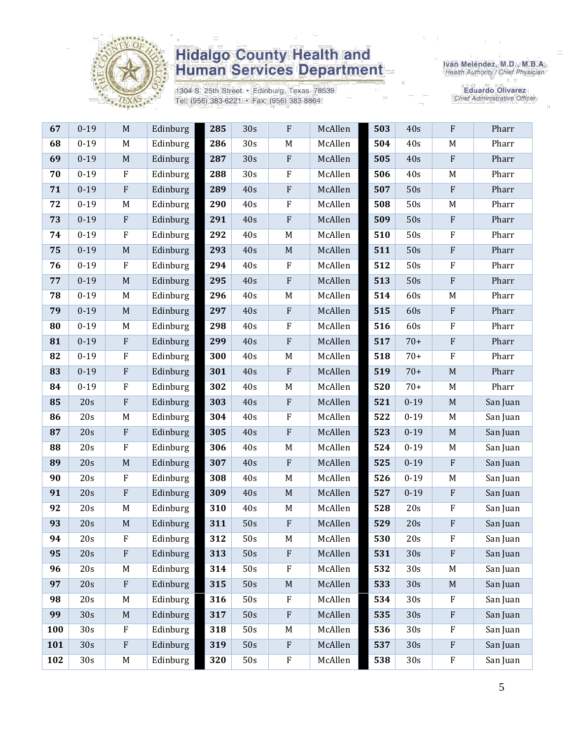| | | | | | | | | | | | |
|---|---|---|---|---|---|---|---|---|---|---|---|
| **67** | 0-19 | M | Edinburg | **285** | 30s | F | McAllen | **503** | 40s | F | Pharr |
| **68** | 0-19 | M | Edinburg | **286** | 30s | M | McAllen | **504** | 40s | M | Pharr |
| **69** | 0-19 | M | Edinburg | **287** | 30s | F | McAllen | **505** | 40s | F | Pharr |
| **70** | 0-19 | F | Edinburg | **288** | 30s | F | McAllen | **506** | 40s | M | Pharr |
| **71** | 0-19 | F | Edinburg | **289** | 40s | F | McAllen | **507** | 50s | F | Pharr |
| **72** | 0-19 | M | Edinburg | **290** | 40s | F | McAllen | **508** | 50s | M | Pharr |
| **73** | 0-19 | F | Edinburg | **291** | 40s | F | McAllen | **509** | 50s | F | Pharr |
| **74** | 0-19 | F | Edinburg | **292** | 40s | M | McAllen | **510** | 50s | F | Pharr |
| **75** | 0-19 | M | Edinburg | **293** | 40s | M | McAllen | **511** | 50s | F | Pharr |
| **76** | 0-19 | F | Edinburg | **294** | 40s | F | McAllen | **512** | 50s | F | Pharr |
| **77** | 0-19 | M | Edinburg | **295** | 40s | F | McAllen | **513** | 50s | F | Pharr |
| **78** | 0-19 | M | Edinburg | **296** | 40s | M | McAllen | **514** | 60s | M | Pharr |
| **79** | 0-19 | M | Edinburg | **297** | 40s | F | McAllen | **515** | 60s | F | Pharr |
| **80** | 0-19 | M | Edinburg | **298** | 40s | F | McAllen | **516** | 60s | F | Pharr |
| **81** | 0-19 | F | Edinburg | **299** | 40s | F | McAllen | **517** | 70+ | F | Pharr |
| **82** | 0-19 | F | Edinburg | **300** | 40s | M | McAllen | **518** | 70+ | F | Pharr |
| **83** | 0-19 | F | Edinburg | **301** | 40s | F | McAllen | **519** | 70+ | M | Pharr |
| **84** | 0-19 | F | Edinburg | **302** | 40s | M | McAllen | **520** | 70+ | M | Pharr |
| **85** | 20s | F | Edinburg | **303** | 40s | F | McAllen | **521** | 0-19 | M | San Juan |
| **86** | 20s | M | Edinburg | **304** | 40s | F | McAllen | **522** | 0-19 | M | San Juan |
| **87** | 20s | F | Edinburg | **305** | 40s | F | McAllen | **523** | 0-19 | M | San Juan |
| **88** | 20s | F | Edinburg | **306** | 40s | M | McAllen | **524** | 0-19 | M | San Juan |
| **89** | 20s | M | Edinburg | **307** | 40s | F | McAllen | **525** | 0-19 | F | San Juan |
| **90** | 20s | F | Edinburg | **308** | 40s | M | McAllen | **526** | 0-19 | M | San Juan |
| **91** | 20s | F | Edinburg | **309** | 40s | M | McAllen | **527** | 0-19 | F | San Juan |
| **92** | 20s | M | Edinburg | **310** | 40s | M | McAllen | **528** | 20s | F | San Juan |
| **93** | 20s | M | Edinburg | **311** | 50s | F | McAllen | **529** | 20s | F | San Juan |
| **94** | 20s | F | Edinburg | **312** | 50s | M | McAllen | **530** | 20s | F | San Juan |
| **95** | 20s | F | Edinburg | **313** | 50s | F | McAllen | **531** | 30s | F | San Juan |
| **96** | 20s | M | Edinburg | **314** | 50s | F | McAllen | **532** | 30s | M | San Juan |
| **97** | 20s | F | Edinburg | **315** | 50s | M | McAllen | **533** | 30s | M | San Juan |
| **98** | 20s | M | Edinburg | **316** | 50s | F | McAllen | **534** | 30s | F | San Juan |
| **99** | 30s | M | Edinburg | **317** | 50s | F | McAllen | **535** | 30s | F | San Juan |
| **100** | 30s | F | Edinburg | **318** | 50s | M | McAllen | **536** | 30s | F | San Juan |
| **101** | 30s | F | Edinburg | **319** | 50s | F | McAllen | **537** | 30s | F | San Juan |
| **102** | 30s | M | Edinburg | **320** | 50s | F | McAllen | **538** | 30s | F | San Juan |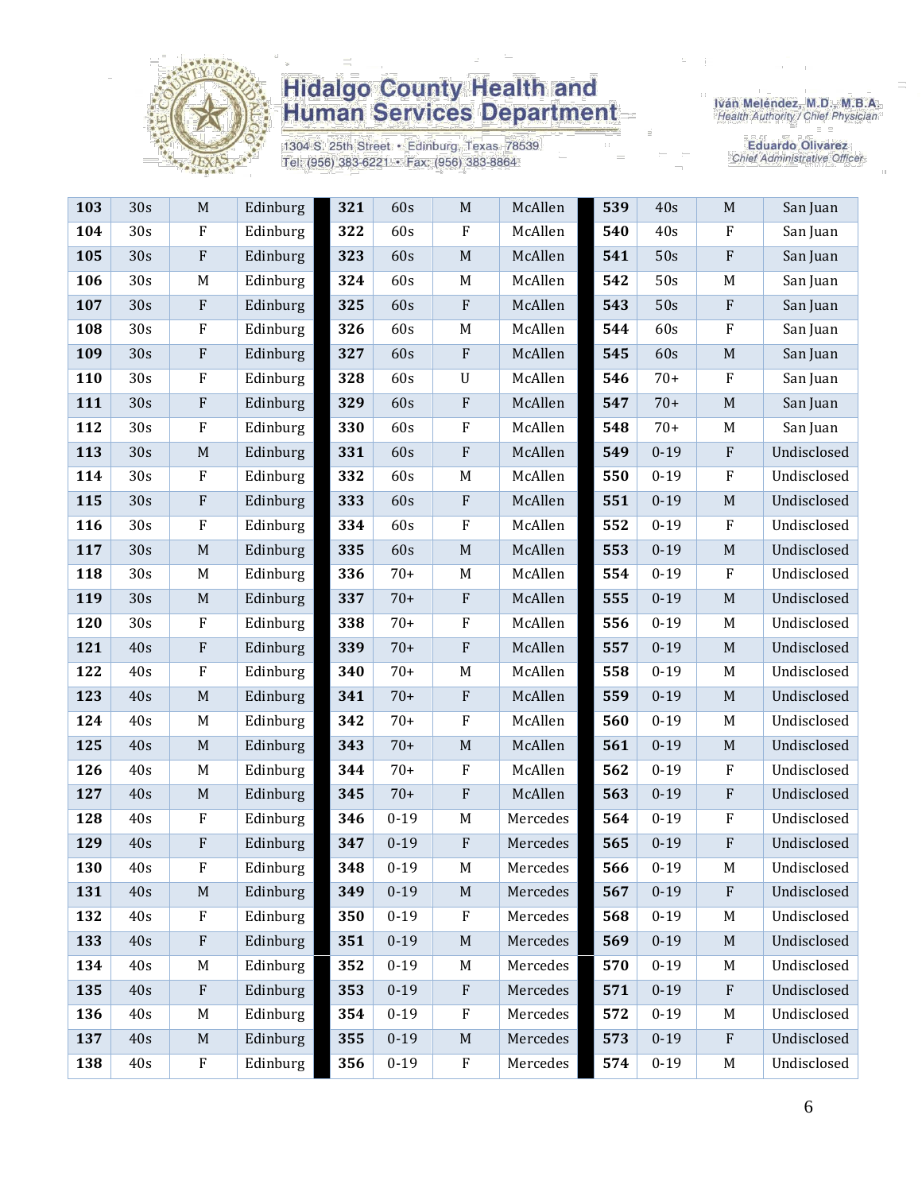# Hidalgo County Health and Human Services Department

1304 S. 25th Street • Edinburg, Texas 78539
Tel: (956) 383-6221 • Fax: (956) 383-8864

Iván Meléndez, M.D., M.B.A.
Health Authority / Chief Physician

Eduardo Olivarez
Chief Administrative Officer

| | | | | | | | | | | | |
|---|---|---|---|---|---|---|---|---|---|---|---|
| **103** | 30s | M | Edinburg | **321** | 60s | M | McAllen | **539** | 40s | M | San Juan |
| **104** | 30s | F | Edinburg | **322** | 60s | F | McAllen | **540** | 40s | F | San Juan |
| **105** | 30s | F | Edinburg | **323** | 60s | M | McAllen | **541** | 50s | F | San Juan |
| **106** | 30s | M | Edinburg | **324** | 60s | M | McAllen | **542** | 50s | M | San Juan |
| **107** | 30s | F | Edinburg | **325** | 60s | F | McAllen | **543** | 50s | F | San Juan |
| **108** | 30s | F | Edinburg | **326** | 60s | M | McAllen | **544** | 60s | F | San Juan |
| **109** | 30s | F | Edinburg | **327** | 60s | F | McAllen | **545** | 60s | M | San Juan |
| **110** | 30s | F | Edinburg | **328** | 60s | U | McAllen | **546** | 70+ | F | San Juan |
| **111** | 30s | F | Edinburg | **329** | 60s | F | McAllen | **547** | 70+ | M | San Juan |
| **112** | 30s | F | Edinburg | **330** | 60s | F | McAllen | **548** | 70+ | M | San Juan |
| **113** | 30s | M | Edinburg | **331** | 60s | F | McAllen | **549** | 0-19 | F | Undisclosed |
| **114** | 30s | F | Edinburg | **332** | 60s | M | McAllen | **550** | 0-19 | F | Undisclosed |
| **115** | 30s | F | Edinburg | **333** | 60s | F | McAllen | **551** | 0-19 | M | Undisclosed |
| **116** | 30s | F | Edinburg | **334** | 60s | F | McAllen | **552** | 0-19 | F | Undisclosed |
| **117** | 30s | M | Edinburg | **335** | 60s | M | McAllen | **553** | 0-19 | M | Undisclosed |
| **118** | 30s | M | Edinburg | **336** | 70+ | M | McAllen | **554** | 0-19 | F | Undisclosed |
| **119** | 30s | M | Edinburg | **337** | 70+ | F | McAllen | **555** | 0-19 | M | Undisclosed |
| **120** | 30s | F | Edinburg | **338** | 70+ | F | McAllen | **556** | 0-19 | M | Undisclosed |
| **121** | 40s | F | Edinburg | **339** | 70+ | F | McAllen | **557** | 0-19 | M | Undisclosed |
| **122** | 40s | F | Edinburg | **340** | 70+ | M | McAllen | **558** | 0-19 | M | Undisclosed |
| **123** | 40s | M | Edinburg | **341** | 70+ | F | McAllen | **559** | 0-19 | M | Undisclosed |
| **124** | 40s | M | Edinburg | **342** | 70+ | F | McAllen | **560** | 0-19 | M | Undisclosed |
| **125** | 40s | M | Edinburg | **343** | 70+ | M | McAllen | **561** | 0-19 | M | Undisclosed |
| **126** | 40s | M | Edinburg | **344** | 70+ | F | McAllen | **562** | 0-19 | F | Undisclosed |
| **127** | 40s | M | Edinburg | **345** | 70+ | F | McAllen | **563** | 0-19 | F | Undisclosed |
| **128** | 40s | F | Edinburg | **346** | 0-19 | M | Mercedes | **564** | 0-19 | F | Undisclosed |
| **129** | 40s | F | Edinburg | **347** | 0-19 | F | Mercedes | **565** | 0-19 | F | Undisclosed |
| **130** | 40s | F | Edinburg | **348** | 0-19 | M | Mercedes | **566** | 0-19 | M | Undisclosed |
| **131** | 40s | M | Edinburg | **349** | 0-19 | M | Mercedes | **567** | 0-19 | F | Undisclosed |
| **132** | 40s | F | Edinburg | **350** | 0-19 | F | Mercedes | **568** | 0-19 | M | Undisclosed |
| **133** | 40s | F | Edinburg | **351** | 0-19 | M | Mercedes | **569** | 0-19 | M | Undisclosed |
| **134** | 40s | M | Edinburg | **352** | 0-19 | M | Mercedes | **570** | 0-19 | M | Undisclosed |
| **135** | 40s | F | Edinburg | **353** | 0-19 | F | Mercedes | **571** | 0-19 | F | Undisclosed |
| **136** | 40s | M | Edinburg | **354** | 0-19 | F | Mercedes | **572** | 0-19 | M | Undisclosed |
| **137** | 40s | M | Edinburg | **355** | 0-19 | M | Mercedes | **573** | 0-19 | F | Undisclosed |
| **138** | 40s | F | Edinburg | **356** | 0-19 | F | Mercedes | **574** | 0-19 | M | Undisclosed |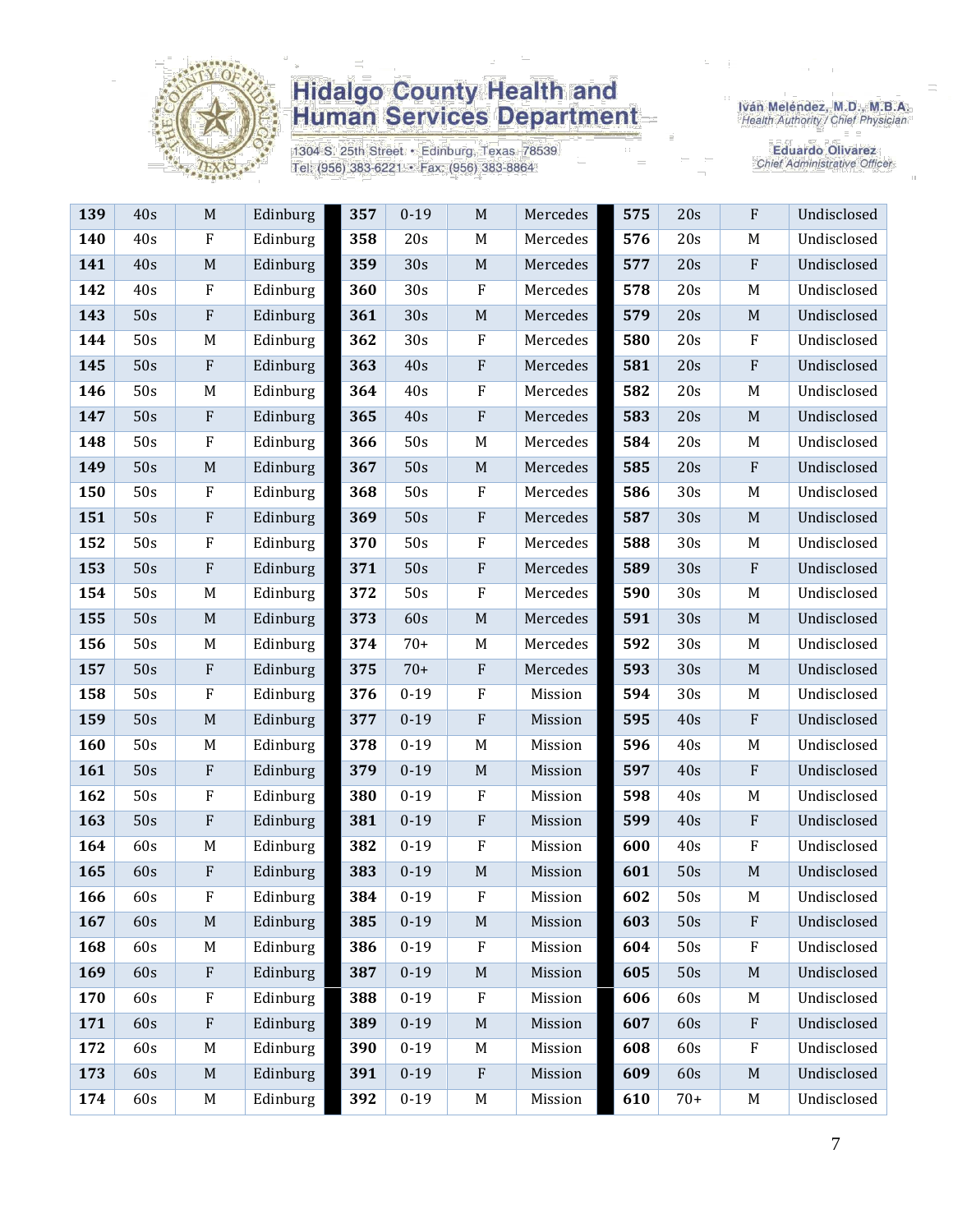| 139 | 40s | M | Edinburg | 357 | 0-19 | M | Mercedes | 575 | 20s | F | Undisclosed |
|---|---|---|---|---|---|---|---|---|---|---|---|
| 140 | 40s | F | Edinburg | 358 | 20s | M | Mercedes | 576 | 20s | M | Undisclosed |
| 141 | 40s | M | Edinburg | 359 | 30s | M | Mercedes | 577 | 20s | F | Undisclosed |
| 142 | 40s | F | Edinburg | 360 | 30s | F | Mercedes | 578 | 20s | M | Undisclosed |
| 143 | 50s | F | Edinburg | 361 | 30s | M | Mercedes | 579 | 20s | M | Undisclosed |
| 144 | 50s | M | Edinburg | 362 | 30s | F | Mercedes | 580 | 20s | F | Undisclosed |
| 145 | 50s | F | Edinburg | 363 | 40s | F | Mercedes | 581 | 20s | F | Undisclosed |
| 146 | 50s | M | Edinburg | 364 | 40s | F | Mercedes | 582 | 20s | M | Undisclosed |
| 147 | 50s | F | Edinburg | 365 | 40s | F | Mercedes | 583 | 20s | M | Undisclosed |
| 148 | 50s | F | Edinburg | 366 | 50s | M | Mercedes | 584 | 20s | M | Undisclosed |
| 149 | 50s | M | Edinburg | 367 | 50s | M | Mercedes | 585 | 20s | F | Undisclosed |
| 150 | 50s | F | Edinburg | 368 | 50s | F | Mercedes | 586 | 30s | M | Undisclosed |
| 151 | 50s | F | Edinburg | 369 | 50s | F | Mercedes | 587 | 30s | M | Undisclosed |
| 152 | 50s | F | Edinburg | 370 | 50s | F | Mercedes | 588 | 30s | M | Undisclosed |
| 153 | 50s | F | Edinburg | 371 | 50s | F | Mercedes | 589 | 30s | F | Undisclosed |
| 154 | 50s | M | Edinburg | 372 | 50s | F | Mercedes | 590 | 30s | M | Undisclosed |
| 155 | 50s | M | Edinburg | 373 | 60s | M | Mercedes | 591 | 30s | M | Undisclosed |
| 156 | 50s | M | Edinburg | 374 | 70+ | M | Mercedes | 592 | 30s | M | Undisclosed |
| 157 | 50s | F | Edinburg | 375 | 70+ | F | Mercedes | 593 | 30s | M | Undisclosed |
| 158 | 50s | F | Edinburg | 376 | 0-19 | F | Mission | 594 | 30s | M | Undisclosed |
| 159 | 50s | M | Edinburg | 377 | 0-19 | F | Mission | 595 | 40s | F | Undisclosed |
| 160 | 50s | M | Edinburg | 378 | 0-19 | M | Mission | 596 | 40s | M | Undisclosed |
| 161 | 50s | F | Edinburg | 379 | 0-19 | M | Mission | 597 | 40s | F | Undisclosed |
| 162 | 50s | F | Edinburg | 380 | 0-19 | F | Mission | 598 | 40s | M | Undisclosed |
| 163 | 50s | F | Edinburg | 381 | 0-19 | F | Mission | 599 | 40s | F | Undisclosed |
| 164 | 60s | M | Edinburg | 382 | 0-19 | F | Mission | 600 | 40s | F | Undisclosed |
| 165 | 60s | F | Edinburg | 383 | 0-19 | M | Mission | 601 | 50s | M | Undisclosed |
| 166 | 60s | F | Edinburg | 384 | 0-19 | F | Mission | 602 | 50s | M | Undisclosed |
| 167 | 60s | M | Edinburg | 385 | 0-19 | M | Mission | 603 | 50s | F | Undisclosed |
| 168 | 60s | M | Edinburg | 386 | 0-19 | F | Mission | 604 | 50s | F | Undisclosed |
| 169 | 60s | F | Edinburg | 387 | 0-19 | M | Mission | 605 | 50s | M | Undisclosed |
| 170 | 60s | F | Edinburg | 388 | 0-19 | F | Mission | 606 | 60s | M | Undisclosed |
| 171 | 60s | F | Edinburg | 389 | 0-19 | M | Mission | 607 | 60s | F | Undisclosed |
| 172 | 60s | M | Edinburg | 390 | 0-19 | M | Mission | 608 | 60s | F | Undisclosed |
| 173 | 60s | M | Edinburg | 391 | 0-19 | F | Mission | 609 | 60s | M | Undisclosed |
| 174 | 60s | M | Edinburg | 392 | 0-19 | M | Mission | 610 | 70+ | M | Undisclosed |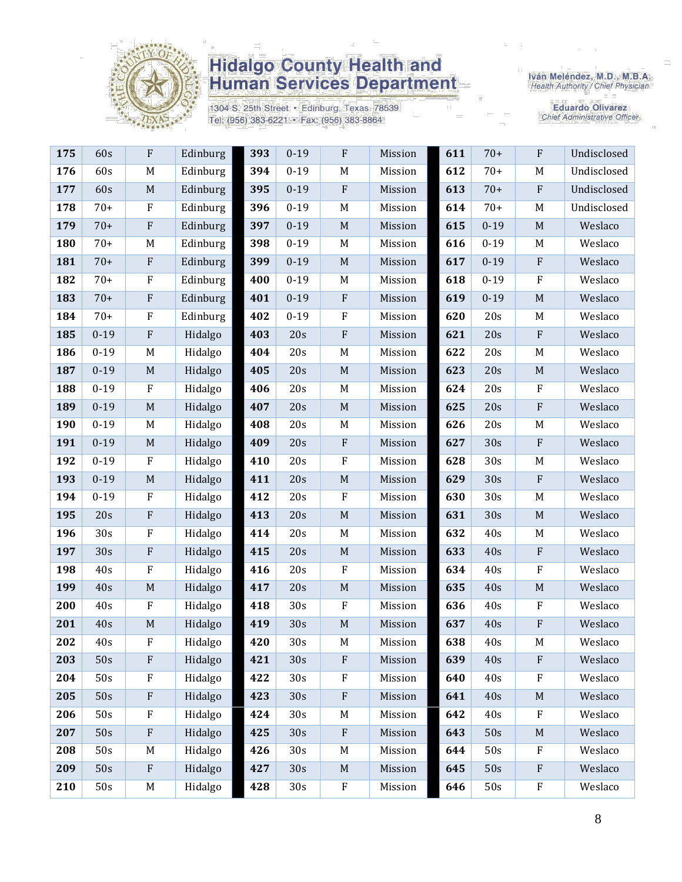# Hidalgo County Health and Human Services Department

1304 S. 25th Street • Edinburg, Texas 78539
Tel: (956) 383-6221 • Fax: (956) 383-8864

Iván Meléndez, M.D., M.B.A.
Health Authority / Chief Physician

Eduardo Olivarez
Chief Administrative Officer

| 175 | 60s | F | Edinburg | 393 | 0-19 | F | Mission | 611 | 70+ | F | Undisclosed |
|---|---|---|---|---|---|---|---|---|---|---|---|
| 176 | 60s | M | Edinburg | 394 | 0-19 | M | Mission | 612 | 70+ | M | Undisclosed |
| 177 | 60s | M | Edinburg | 395 | 0-19 | F | Mission | 613 | 70+ | F | Undisclosed |
| 178 | 70+ | F | Edinburg | 396 | 0-19 | M | Mission | 614 | 70+ | M | Undisclosed |
| 179 | 70+ | F | Edinburg | 397 | 0-19 | M | Mission | 615 | 0-19 | M | Weslaco |
| 180 | 70+ | M | Edinburg | 398 | 0-19 | M | Mission | 616 | 0-19 | M | Weslaco |
| 181 | 70+ | F | Edinburg | 399 | 0-19 | M | Mission | 617 | 0-19 | F | Weslaco |
| 182 | 70+ | F | Edinburg | 400 | 0-19 | M | Mission | 618 | 0-19 | F | Weslaco |
| 183 | 70+ | F | Edinburg | 401 | 0-19 | F | Mission | 619 | 0-19 | M | Weslaco |
| 184 | 70+ | F | Edinburg | 402 | 0-19 | F | Mission | 620 | 20s | M | Weslaco |
| 185 | 0-19 | F | Hidalgo | 403 | 20s | F | Mission | 621 | 20s | F | Weslaco |
| 186 | 0-19 | M | Hidalgo | 404 | 20s | M | Mission | 622 | 20s | M | Weslaco |
| 187 | 0-19 | M | Hidalgo | 405 | 20s | M | Mission | 623 | 20s | M | Weslaco |
| 188 | 0-19 | F | Hidalgo | 406 | 20s | M | Mission | 624 | 20s | F | Weslaco |
| 189 | 0-19 | M | Hidalgo | 407 | 20s | M | Mission | 625 | 20s | F | Weslaco |
| 190 | 0-19 | M | Hidalgo | 408 | 20s | M | Mission | 626 | 20s | M | Weslaco |
| 191 | 0-19 | M | Hidalgo | 409 | 20s | F | Mission | 627 | 30s | F | Weslaco |
| 192 | 0-19 | F | Hidalgo | 410 | 20s | F | Mission | 628 | 30s | M | Weslaco |
| 193 | 0-19 | M | Hidalgo | 411 | 20s | M | Mission | 629 | 30s | F | Weslaco |
| 194 | 0-19 | F | Hidalgo | 412 | 20s | F | Mission | 630 | 30s | M | Weslaco |
| 195 | 20s | F | Hidalgo | 413 | 20s | M | Mission | 631 | 30s | M | Weslaco |
| 196 | 30s | F | Hidalgo | 414 | 20s | M | Mission | 632 | 40s | M | Weslaco |
| 197 | 30s | F | Hidalgo | 415 | 20s | M | Mission | 633 | 40s | F | Weslaco |
| 198 | 40s | F | Hidalgo | 416 | 20s | F | Mission | 634 | 40s | F | Weslaco |
| 199 | 40s | M | Hidalgo | 417 | 20s | M | Mission | 635 | 40s | M | Weslaco |
| 200 | 40s | F | Hidalgo | 418 | 30s | F | Mission | 636 | 40s | F | Weslaco |
| 201 | 40s | M | Hidalgo | 419 | 30s | M | Mission | 637 | 40s | F | Weslaco |
| 202 | 40s | F | Hidalgo | 420 | 30s | M | Mission | 638 | 40s | M | Weslaco |
| 203 | 50s | F | Hidalgo | 421 | 30s | F | Mission | 639 | 40s | F | Weslaco |
| 204 | 50s | F | Hidalgo | 422 | 30s | F | Mission | 640 | 40s | F | Weslaco |
| 205 | 50s | F | Hidalgo | 423 | 30s | F | Mission | 641 | 40s | M | Weslaco |
| 206 | 50s | F | Hidalgo | 424 | 30s | M | Mission | 642 | 40s | F | Weslaco |
| 207 | 50s | F | Hidalgo | 425 | 30s | F | Mission | 643 | 50s | M | Weslaco |
| 208 | 50s | M | Hidalgo | 426 | 30s | M | Mission | 644 | 50s | F | Weslaco |
| 209 | 50s | F | Hidalgo | 427 | 30s | M | Mission | 645 | 50s | F | Weslaco |
| 210 | 50s | M | Hidalgo | 428 | 30s | F | Mission | 646 | 50s | F | Weslaco |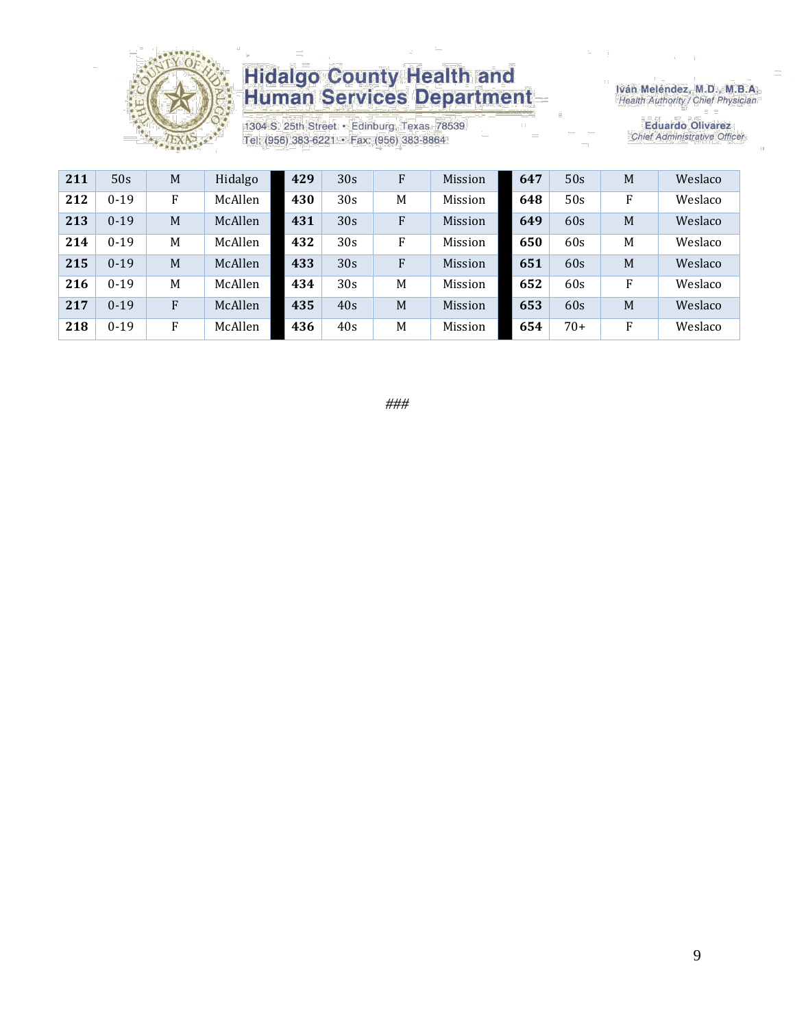Hidalgo County Health and Human Services Department

1304 S. 25th Street • Edinburg, Texas 78539
Tel: (956) 383-6221 • Fax: (956) 383-8864

Iván Meléndez, M.D., M.B.A.
Health Authority / Chief Physician

Eduardo Olivarez
Chief Administrative Officer

| | | | | | | | | | | | |
|---|---|---|---|---|---|---|---|---|---|---|---|
| **211** | 50s | M | Hidalgo | **429** | 30s | F | Mission | **647** | 50s | M | Weslaco |
| **212** | 0-19 | F | McAllen | **430** | 30s | M | Mission | **648** | 50s | F | Weslaco |
| **213** | 0-19 | M | McAllen | **431** | 30s | F | Mission | **649** | 60s | M | Weslaco |
| **214** | 0-19 | M | McAllen | **432** | 30s | F | Mission | **650** | 60s | M | Weslaco |
| **215** | 0-19 | M | McAllen | **433** | 30s | F | Mission | **651** | 60s | M | Weslaco |
| **216** | 0-19 | M | McAllen | **434** | 30s | M | Mission | **652** | 60s | F | Weslaco |
| **217** | 0-19 | F | McAllen | **435** | 40s | M | Mission | **653** | 60s | M | Weslaco |
| **218** | 0-19 | F | McAllen | **436** | 40s | M | Mission | **654** | 70+ | F | Weslaco |

###